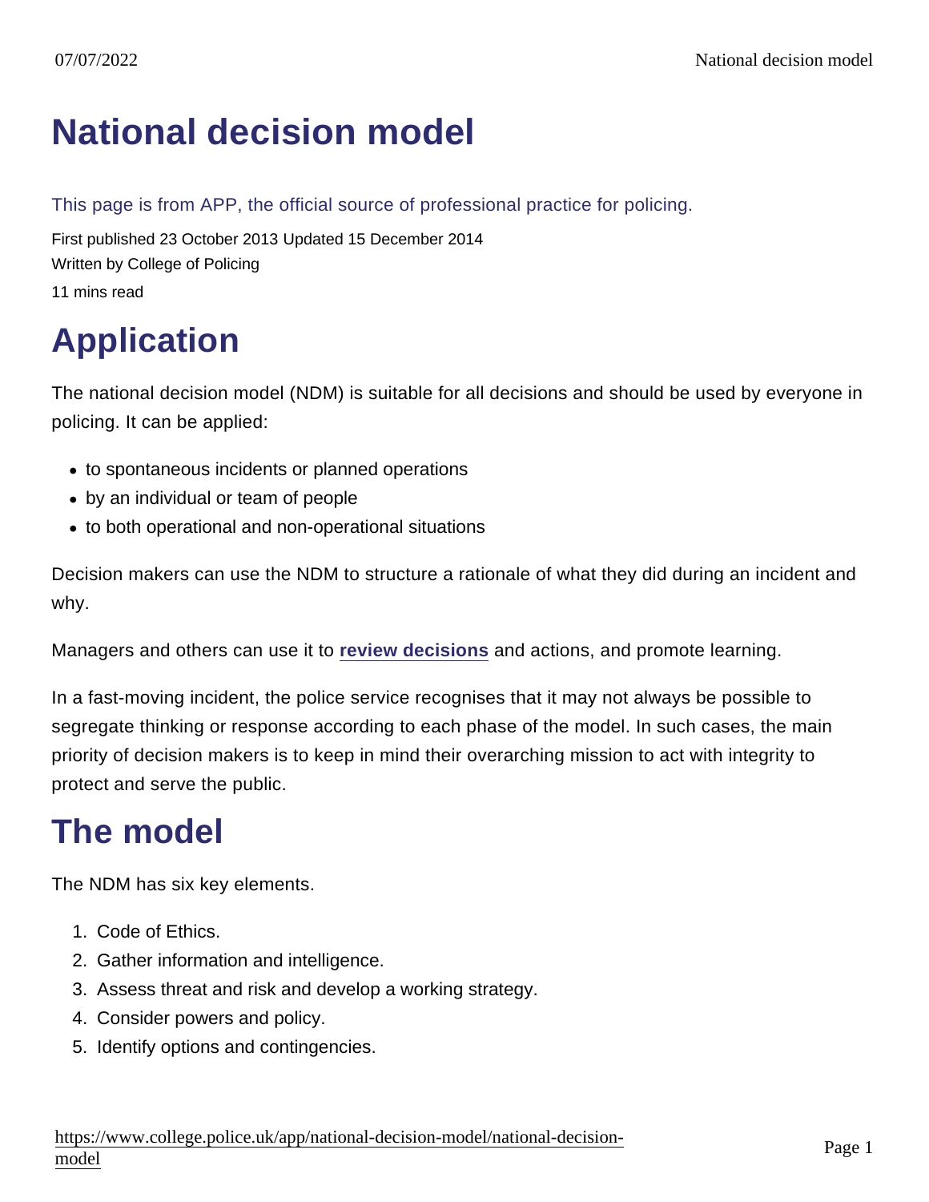# National decision model

This page is from APP, the official source of professional practice for policing.

First published 23 October 2013 Updated 15 December 2014

Written by College of Policing

11 mins read

## Application

The national decision model (NDM) is suitable for all decisions and should be used by everyone in policing. It can be applied:

- to spontaneous incidents or planned operations
- by an individual or team of people
- to both operational and non-operational situations

Decision makers can use the NDM to structure a rationale of what they did during an incident and why.

Managers and others can use it to **review decisions** and actions, and promote learning.

In a fast-moving incident, the police service recognises that it may not always be possible to segregate thinking or response according to each phase of the model. In such cases, the main priority of decision makers is to keep in mind their overarching mission to act with integrity to protect and serve the public.

## The model

The NDM has six key elements.

1. Code of Ethics.
2. Gather information and intelligence.
3. Assess threat and risk and develop a working strategy.
4. Consider powers and policy.
5. Identify options and contingencies.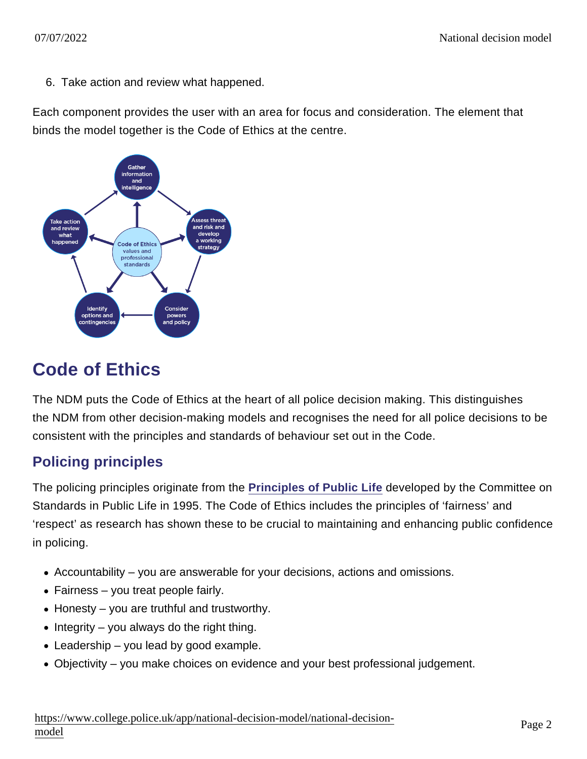6. Take action and review what happened.

Each component provides the user with an area for focus and consideration. The element that binds the model together is the Code of Ethics at the centre.

## Code of Ethics

The NDM puts the Code of Ethics at the heart of all police decision making. This distinguishes the NDM from other decision-making models and recognises the need for all police decisions to be consistent with the principles and standards of behaviour set out in the Code.

### Policing principles

The policing principles originate from the **Principles of Public Life** developed by the Committee on Standards in Public Life in 1995. The Code of Ethics includes the principles of 'fairness' and 'respect' as research has shown these to be crucial to maintaining and enhancing public confidence in policing.

- Accountability – you are answerable for your decisions, actions and omissions.
- Fairness – you treat people fairly.
- Honesty – you are truthful and trustworthy.
- Integrity – you always do the right thing.
- Leadership – you lead by good example.
- Objectivity – you make choices on evidence and your best professional judgement.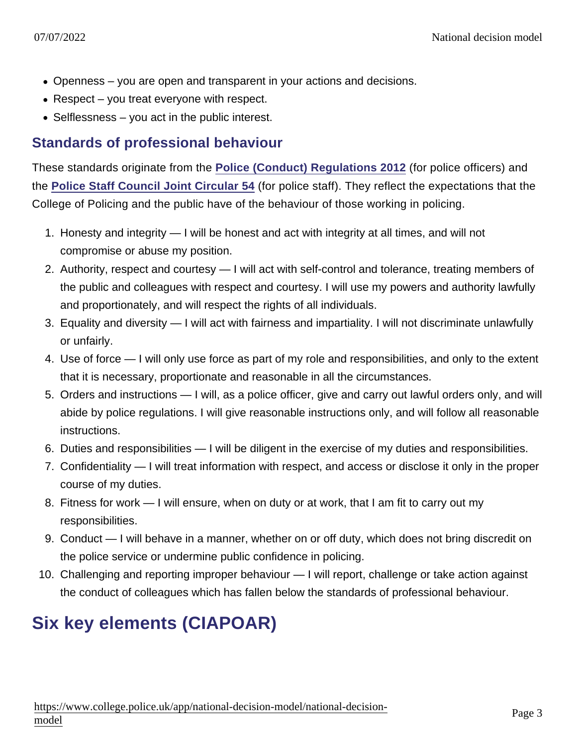- Openness – you are open and transparent in your actions and decisions.
- Respect – you treat everyone with respect.
- Selflessness – you act in the public interest.

## Standards of professional behaviour

These standards originate from the **Police (Conduct) Regulations 2012** (for police officers) and the **Police Staff Council Joint Circular 54** (for police staff). They reflect the expectations that the College of Policing and the public have of the behaviour of those working in policing.

1. Honesty and integrity — I will be honest and act with integrity at all times, and will not compromise or abuse my position.
2. Authority, respect and courtesy — I will act with self-control and tolerance, treating members of the public and colleagues with respect and courtesy. I will use my powers and authority lawfully and proportionately, and will respect the rights of all individuals.
3. Equality and diversity — I will act with fairness and impartiality. I will not discriminate unlawfully or unfairly.
4. Use of force — I will only use force as part of my role and responsibilities, and only to the extent that it is necessary, proportionate and reasonable in all the circumstances.
5. Orders and instructions — I will, as a police officer, give and carry out lawful orders only, and will abide by police regulations. I will give reasonable instructions only, and will follow all reasonable instructions.
6. Duties and responsibilities — I will be diligent in the exercise of my duties and responsibilities.
7. Confidentiality — I will treat information with respect, and access or disclose it only in the proper course of my duties.
8. Fitness for work — I will ensure, when on duty or at work, that I am fit to carry out my responsibilities.
9. Conduct — I will behave in a manner, whether on or off duty, which does not bring discredit on the police service or undermine public confidence in policing.
10. Challenging and reporting improper behaviour — I will report, challenge or take action against the conduct of colleagues which has fallen below the standards of professional behaviour.

# Six key elements (CIAPOAR)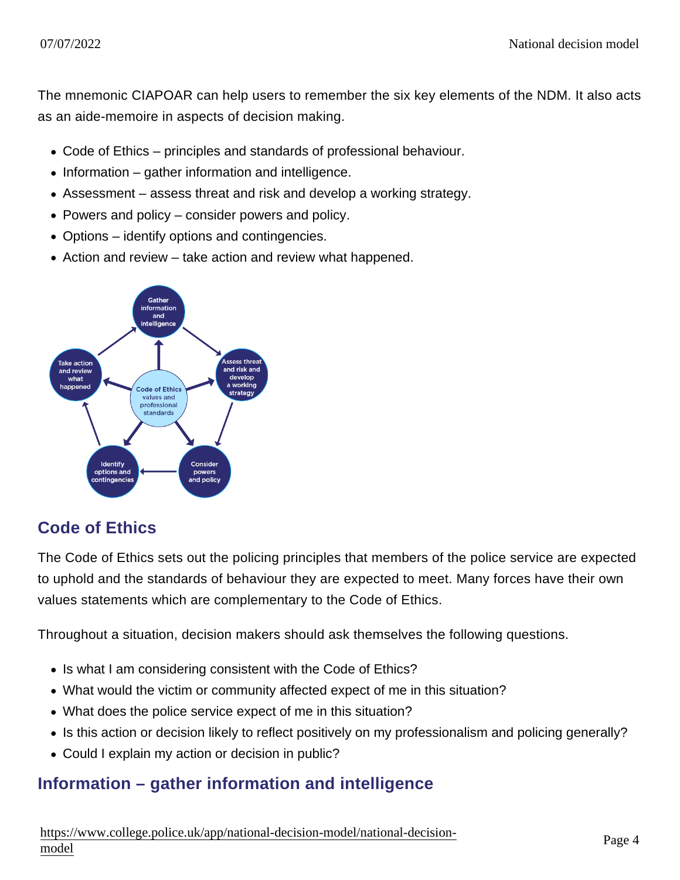The mnemonic CIAPOAR can help users to remember the six key elements of the NDM. It also acts as an aide-memoire in aspects of decision making.

- Code of Ethics – principles and standards of professional behaviour.
- Information – gather information and intelligence.
- Assessment – assess threat and risk and develop a working strategy.
- Powers and policy – consider powers and policy.
- Options – identify options and contingencies.
- Action and review – take action and review what happened.

## Code of Ethics

The Code of Ethics sets out the policing principles that members of the police service are expected to uphold and the standards of behaviour they are expected to meet. Many forces have their own values statements which are complementary to the Code of Ethics.

Throughout a situation, decision makers should ask themselves the following questions.

- Is what I am considering consistent with the Code of Ethics?
- What would the victim or community affected expect of me in this situation?
- What does the police service expect of me in this situation?
- Is this action or decision likely to reflect positively on my professionalism and policing generally?
- Could I explain my action or decision in public?

## Information – gather information and intelligence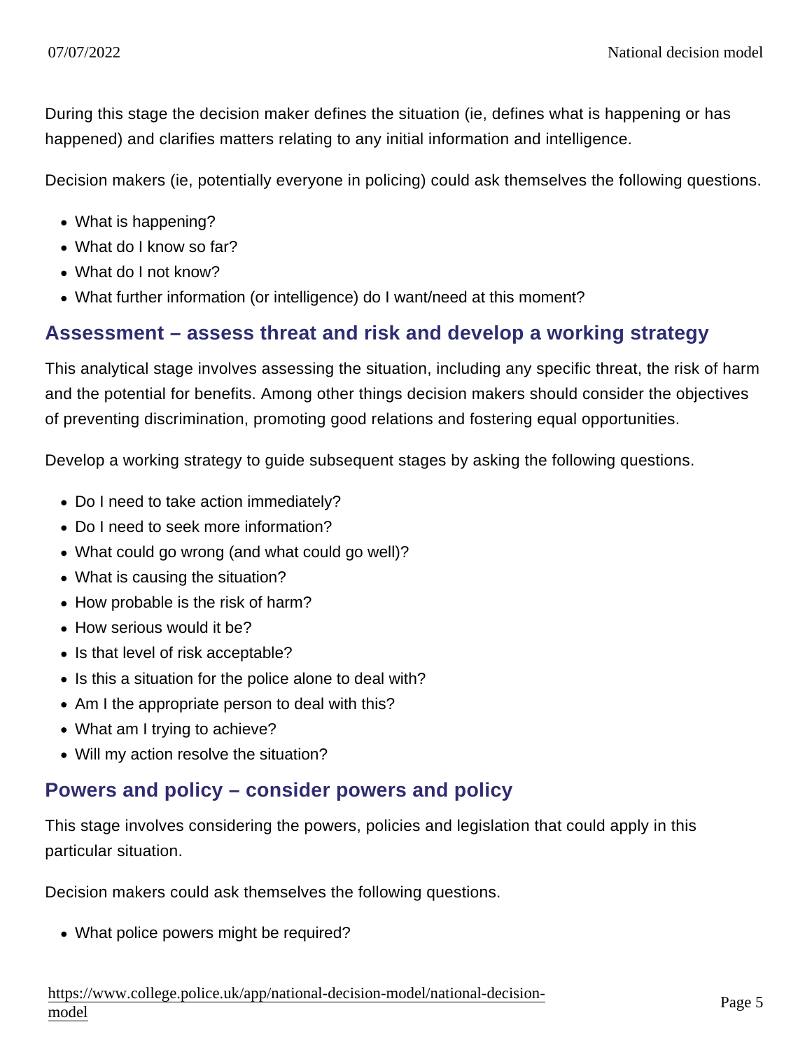During this stage the decision maker defines the situation (ie, defines what is happening or has happened) and clarifies matters relating to any initial information and intelligence.

Decision makers (ie, potentially everyone in policing) could ask themselves the following questions.

- What is happening?
- What do I know so far?
- What do I not know?
- What further information (or intelligence) do I want/need at this moment?

## Assessment – assess threat and risk and develop a working strategy

This analytical stage involves assessing the situation, including any specific threat, the risk of harm and the potential for benefits. Among other things decision makers should consider the objectives of preventing discrimination, promoting good relations and fostering equal opportunities.

Develop a working strategy to guide subsequent stages by asking the following questions.

- Do I need to take action immediately?
- Do I need to seek more information?
- What could go wrong (and what could go well)?
- What is causing the situation?
- How probable is the risk of harm?
- How serious would it be?
- Is that level of risk acceptable?
- Is this a situation for the police alone to deal with?
- Am I the appropriate person to deal with this?
- What am I trying to achieve?
- Will my action resolve the situation?

## Powers and policy – consider powers and policy

This stage involves considering the powers, policies and legislation that could apply in this particular situation.

Decision makers could ask themselves the following questions.

- What police powers might be required?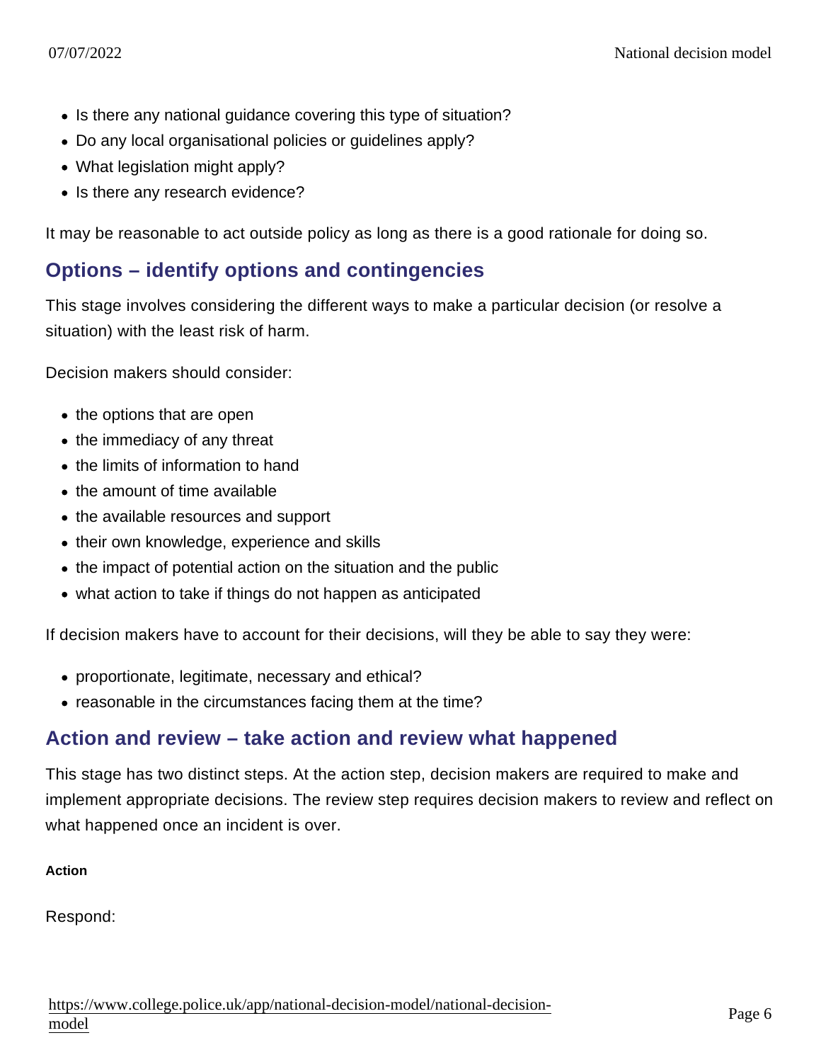- Is there any national guidance covering this type of situation?
- Do any local organisational policies or guidelines apply?
- What legislation might apply?
- Is there any research evidence?

It may be reasonable to act outside policy as long as there is a good rationale for doing so.

## Options – identify options and contingencies

This stage involves considering the different ways to make a particular decision (or resolve a situation) with the least risk of harm.

Decision makers should consider:

- the options that are open
- the immediacy of any threat
- the limits of information to hand
- the amount of time available
- the available resources and support
- their own knowledge, experience and skills
- the impact of potential action on the situation and the public
- what action to take if things do not happen as anticipated

If decision makers have to account for their decisions, will they be able to say they were:

- proportionate, legitimate, necessary and ethical?
- reasonable in the circumstances facing them at the time?

## Action and review – take action and review what happened

This stage has two distinct steps. At the action step, decision makers are required to make and implement appropriate decisions. The review step requires decision makers to review and reflect on what happened once an incident is over.

#### Action

Respond: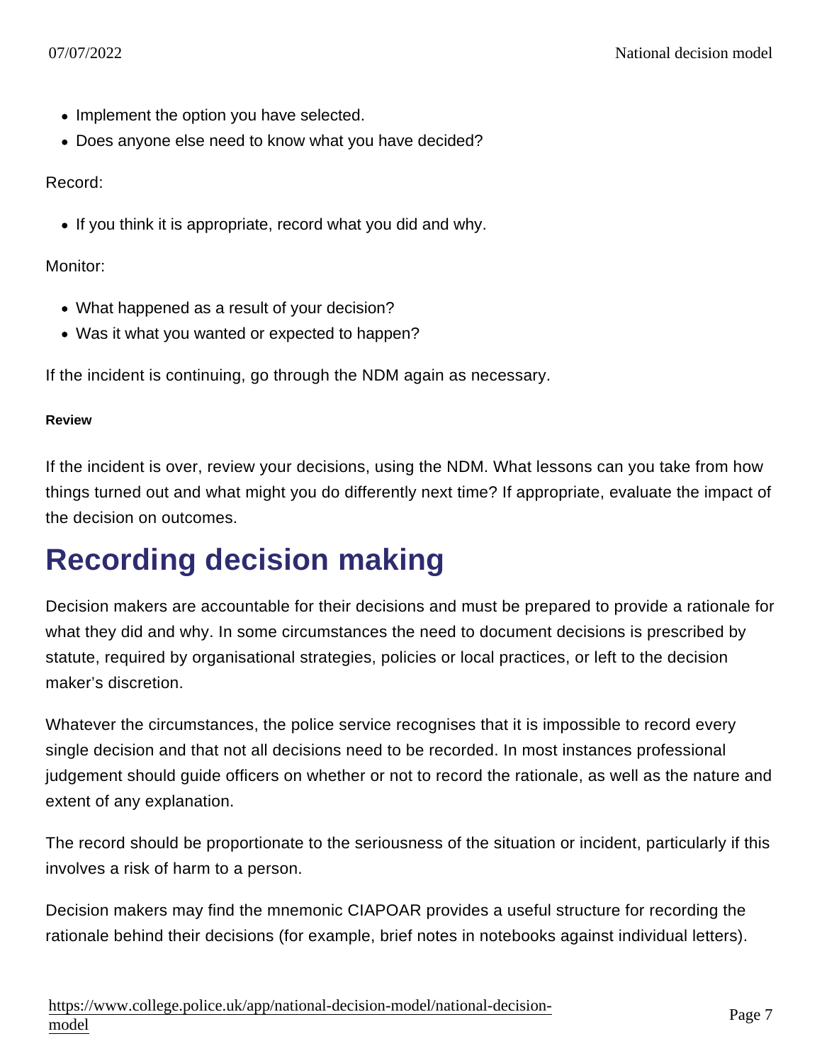- Implement the option you have selected.
- Does anyone else need to know what you have decided?

Record:

- If you think it is appropriate, record what you did and why.

Monitor:

- What happened as a result of your decision?
- Was it what you wanted or expected to happen?

If the incident is continuing, go through the NDM again as necessary.

#### Review

If the incident is over, review your decisions, using the NDM. What lessons can you take from how things turned out and what might you do differently next time? If appropriate, evaluate the impact of the decision on outcomes.

# Recording decision making

Decision makers are accountable for their decisions and must be prepared to provide a rationale for what they did and why. In some circumstances the need to document decisions is prescribed by statute, required by organisational strategies, policies or local practices, or left to the decision maker's discretion.

Whatever the circumstances, the police service recognises that it is impossible to record every single decision and that not all decisions need to be recorded. In most instances professional judgement should guide officers on whether or not to record the rationale, as well as the nature and extent of any explanation.

The record should be proportionate to the seriousness of the situation or incident, particularly if this involves a risk of harm to a person.

Decision makers may find the mnemonic CIAPOAR provides a useful structure for recording the rationale behind their decisions (for example, brief notes in notebooks against individual letters).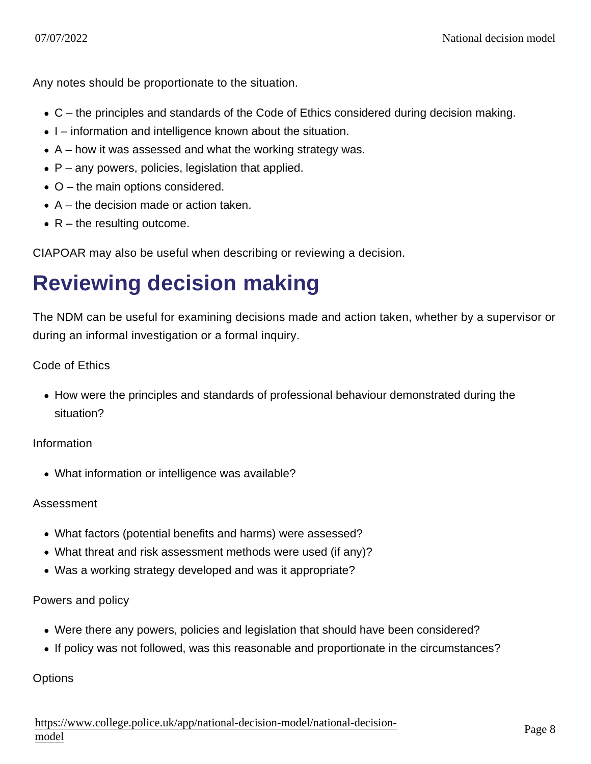Any notes should be proportionate to the situation.

- C – the principles and standards of the Code of Ethics considered during decision making.
- I – information and intelligence known about the situation.
- A – how it was assessed and what the working strategy was.
- P – any powers, policies, legislation that applied.
- O – the main options considered.
- A – the decision made or action taken.
- R – the resulting outcome.

CIAPOAR may also be useful when describing or reviewing a decision.

## Reviewing decision making

The NDM can be useful for examining decisions made and action taken, whether by a supervisor or during an informal investigation or a formal inquiry.

Code of Ethics

- How were the principles and standards of professional behaviour demonstrated during the situation?

Information

- What information or intelligence was available?

Assessment

- What factors (potential benefits and harms) were assessed?
- What threat and risk assessment methods were used (if any)?
- Was a working strategy developed and was it appropriate?

Powers and policy

- Were there any powers, policies and legislation that should have been considered?
- If policy was not followed, was this reasonable and proportionate in the circumstances?

Options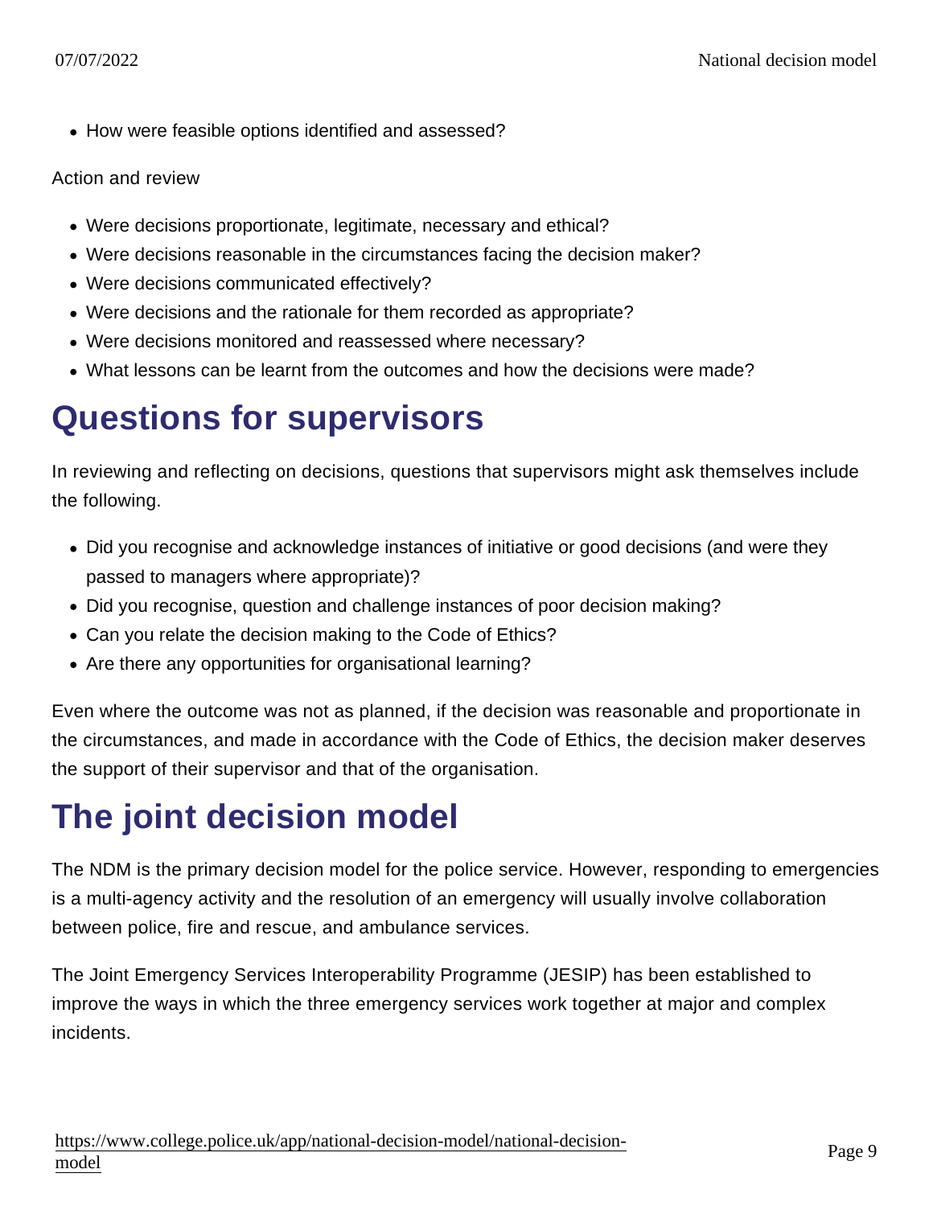- How were feasible options identified and assessed?

Action and review

- Were decisions proportionate, legitimate, necessary and ethical?
- Were decisions reasonable in the circumstances facing the decision maker?
- Were decisions communicated effectively?
- Were decisions and the rationale for them recorded as appropriate?
- Were decisions monitored and reassessed where necessary?
- What lessons can be learnt from the outcomes and how the decisions were made?

## Questions for supervisors

In reviewing and reflecting on decisions, questions that supervisors might ask themselves include the following.

- Did you recognise and acknowledge instances of initiative or good decisions (and were they passed to managers where appropriate)?
- Did you recognise, question and challenge instances of poor decision making?
- Can you relate the decision making to the Code of Ethics?
- Are there any opportunities for organisational learning?

Even where the outcome was not as planned, if the decision was reasonable and proportionate in the circumstances, and made in accordance with the Code of Ethics, the decision maker deserves the support of their supervisor and that of the organisation.

## The joint decision model

The NDM is the primary decision model for the police service. However, responding to emergencies is a multi-agency activity and the resolution of an emergency will usually involve collaboration between police, fire and rescue, and ambulance services.

The Joint Emergency Services Interoperability Programme (JESIP) has been established to improve the ways in which the three emergency services work together at major and complex incidents.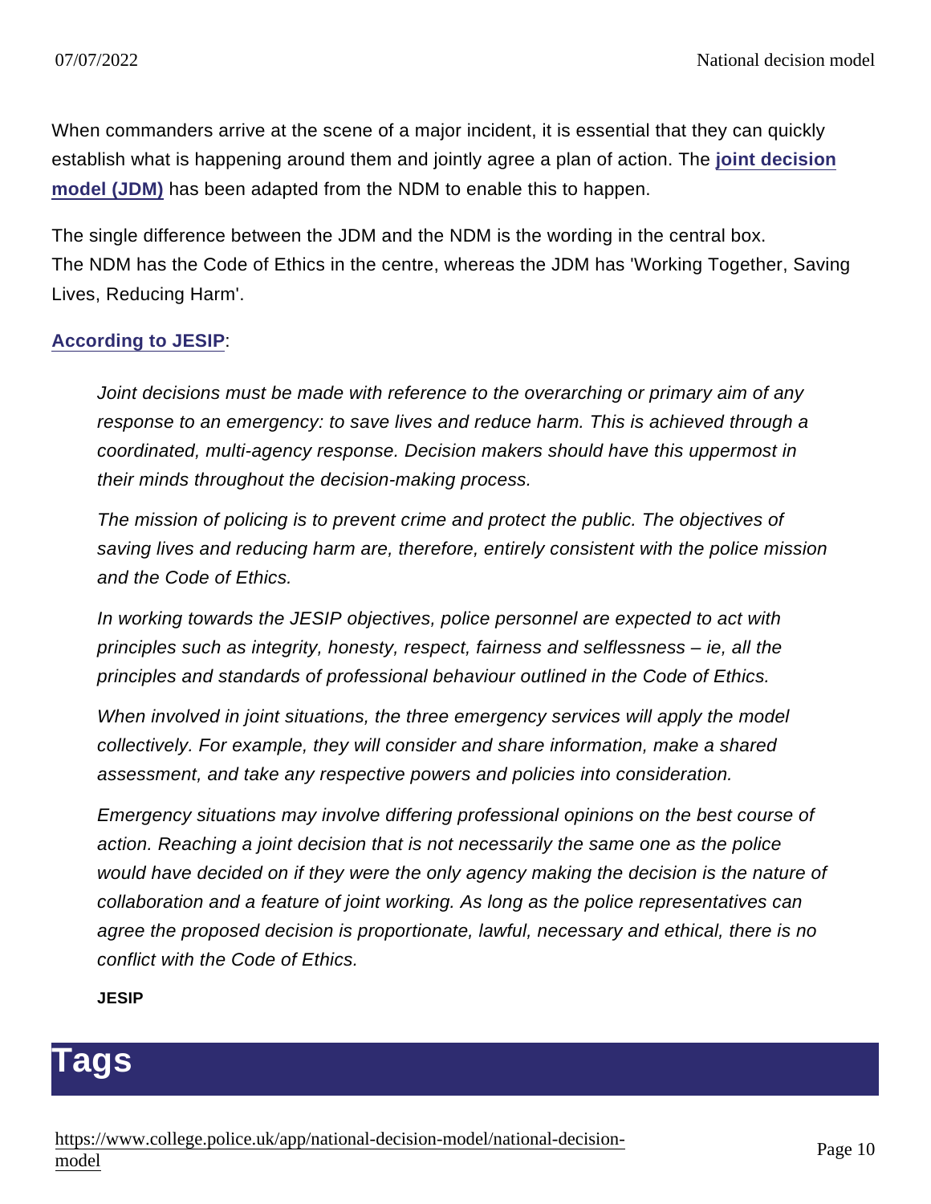When commanders arrive at the scene of a major incident, it is essential that they can quickly establish what is happening around them and jointly agree a plan of action. The joint decision model (JDM) has been adapted from the NDM to enable this to happen.

The single difference between the JDM and the NDM is the wording in the central box.
The NDM has the Code of Ethics in the centre, whereas the JDM has 'Working Together, Saving Lives, Reducing Harm'.

According to JESIP:

> *Joint decisions must be made with reference to the overarching or primary aim of any response to an emergency: to save lives and reduce harm. This is achieved through a coordinated, multi-agency response. Decision makers should have this uppermost in their minds throughout the decision-making process.*
>
> *The mission of policing is to prevent crime and protect the public. The objectives of saving lives and reducing harm are, therefore, entirely consistent with the police mission and the Code of Ethics.*
>
> *In working towards the JESIP objectives, police personnel are expected to act with principles such as integrity, honesty, respect, fairness and selflessness – ie, all the principles and standards of professional behaviour outlined in the Code of Ethics.*
>
> *When involved in joint situations, the three emergency services will apply the model collectively. For example, they will consider and share information, make a shared assessment, and take any respective powers and policies into consideration.*
>
> *Emergency situations may involve differing professional opinions on the best course of action. Reaching a joint decision that is not necessarily the same one as the police would have decided on if they were the only agency making the decision is the nature of collaboration and a feature of joint working. As long as the police representatives can agree the proposed decision is proportionate, lawful, necessary and ethical, there is no conflict with the Code of Ethics.*
>
> **JESIP**

# Tags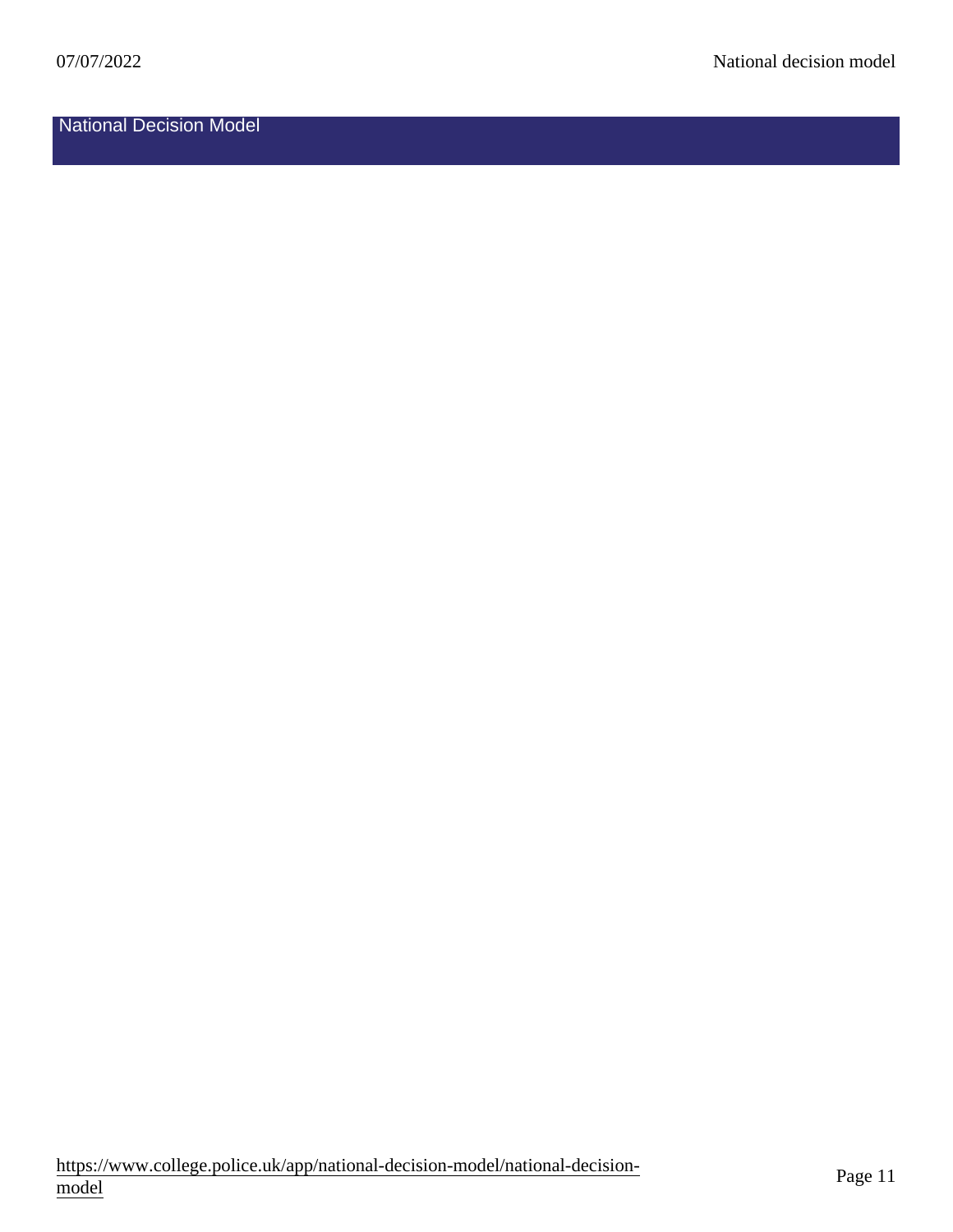National Decision Model